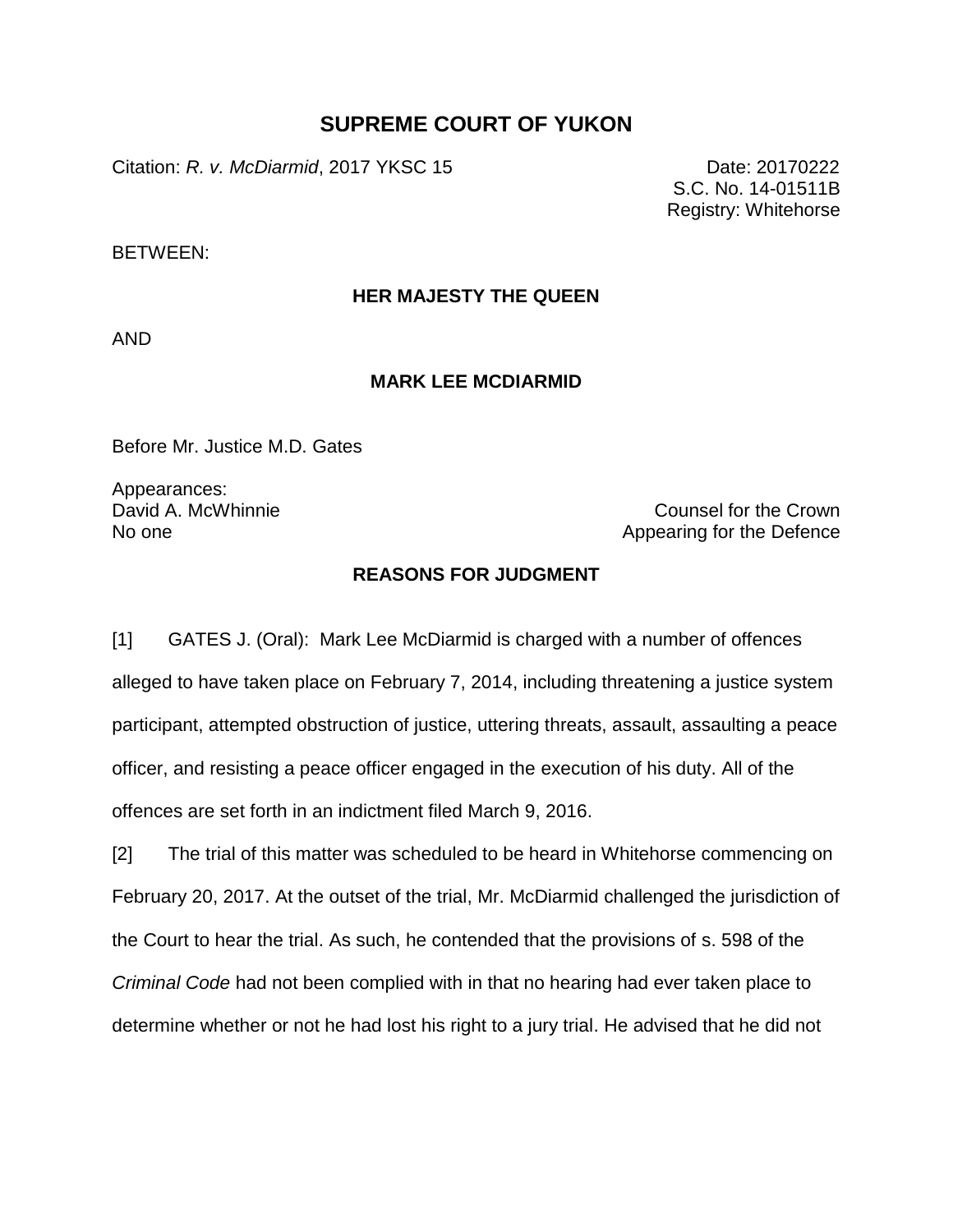# SUPREME COURT OF YUKON

Citation: *R. v. McDiarmid*, 2017 YKSC 15

Date: 20170222
S.C. No. 14-01511B
Registry: Whitehorse

BETWEEN:

**HER MAJESTY THE QUEEN**

AND

**MARK LEE MCDIARMID**

Before Mr. Justice M.D. Gates

Appearances:
David A. McWhinnie — Counsel for the Crown
No one — Appearing for the Defence

**REASONS FOR JUDGMENT**

[1] GATES J. (Oral): Mark Lee McDiarmid is charged with a number of offences alleged to have taken place on February 7, 2014, including threatening a justice system participant, attempted obstruction of justice, uttering threats, assault, assaulting a peace officer, and resisting a peace officer engaged in the execution of his duty. All of the offences are set forth in an indictment filed March 9, 2016.

[2] The trial of this matter was scheduled to be heard in Whitehorse commencing on February 20, 2017. At the outset of the trial, Mr. McDiarmid challenged the jurisdiction of the Court to hear the trial. As such, he contended that the provisions of s. 598 of the *Criminal Code* had not been complied with in that no hearing had ever taken place to determine whether or not he had lost his right to a jury trial. He advised that he did not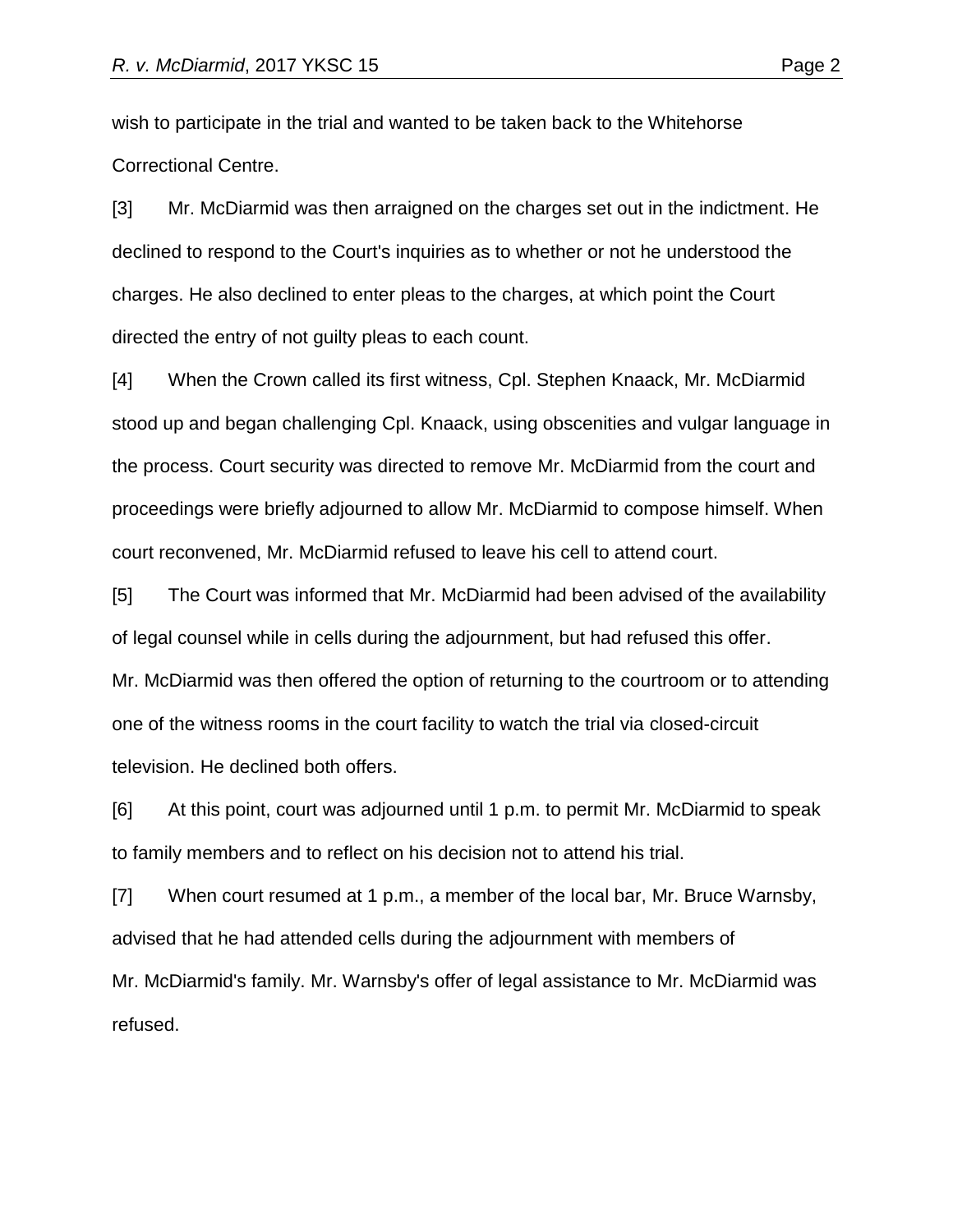wish to participate in the trial and wanted to be taken back to the Whitehorse Correctional Centre.

[3] Mr. McDiarmid was then arraigned on the charges set out in the indictment. He declined to respond to the Court's inquiries as to whether or not he understood the charges. He also declined to enter pleas to the charges, at which point the Court directed the entry of not guilty pleas to each count.

[4] When the Crown called its first witness, Cpl. Stephen Knaack, Mr. McDiarmid stood up and began challenging Cpl. Knaack, using obscenities and vulgar language in the process. Court security was directed to remove Mr. McDiarmid from the court and proceedings were briefly adjourned to allow Mr. McDiarmid to compose himself. When court reconvened, Mr. McDiarmid refused to leave his cell to attend court.

[5] The Court was informed that Mr. McDiarmid had been advised of the availability of legal counsel while in cells during the adjournment, but had refused this offer. Mr. McDiarmid was then offered the option of returning to the courtroom or to attending one of the witness rooms in the court facility to watch the trial via closed-circuit television. He declined both offers.

[6] At this point, court was adjourned until 1 p.m. to permit Mr. McDiarmid to speak to family members and to reflect on his decision not to attend his trial.

[7] When court resumed at 1 p.m., a member of the local bar, Mr. Bruce Warnsby, advised that he had attended cells during the adjournment with members of Mr. McDiarmid's family. Mr. Warnsby's offer of legal assistance to Mr. McDiarmid was refused.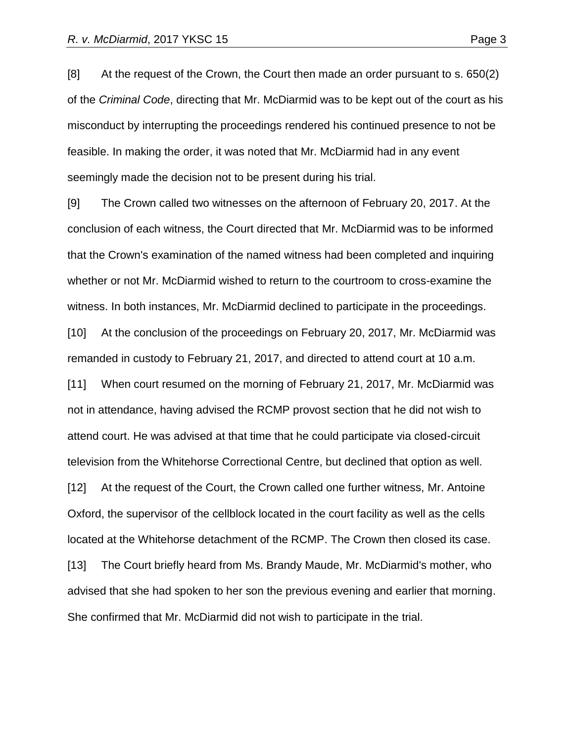[8] At the request of the Crown, the Court then made an order pursuant to s. 650(2) of the *Criminal Code*, directing that Mr. McDiarmid was to be kept out of the court as his misconduct by interrupting the proceedings rendered his continued presence to not be feasible. In making the order, it was noted that Mr. McDiarmid had in any event seemingly made the decision not to be present during his trial.

[9] The Crown called two witnesses on the afternoon of February 20, 2017. At the conclusion of each witness, the Court directed that Mr. McDiarmid was to be informed that the Crown's examination of the named witness had been completed and inquiring whether or not Mr. McDiarmid wished to return to the courtroom to cross-examine the witness. In both instances, Mr. McDiarmid declined to participate in the proceedings.

[10] At the conclusion of the proceedings on February 20, 2017, Mr. McDiarmid was remanded in custody to February 21, 2017, and directed to attend court at 10 a.m.

[11] When court resumed on the morning of February 21, 2017, Mr. McDiarmid was not in attendance, having advised the RCMP provost section that he did not wish to attend court. He was advised at that time that he could participate via closed-circuit television from the Whitehorse Correctional Centre, but declined that option as well.

[12] At the request of the Court, the Crown called one further witness, Mr. Antoine Oxford, the supervisor of the cellblock located in the court facility as well as the cells located at the Whitehorse detachment of the RCMP. The Crown then closed its case.

[13] The Court briefly heard from Ms. Brandy Maude, Mr. McDiarmid's mother, who advised that she had spoken to her son the previous evening and earlier that morning. She confirmed that Mr. McDiarmid did not wish to participate in the trial.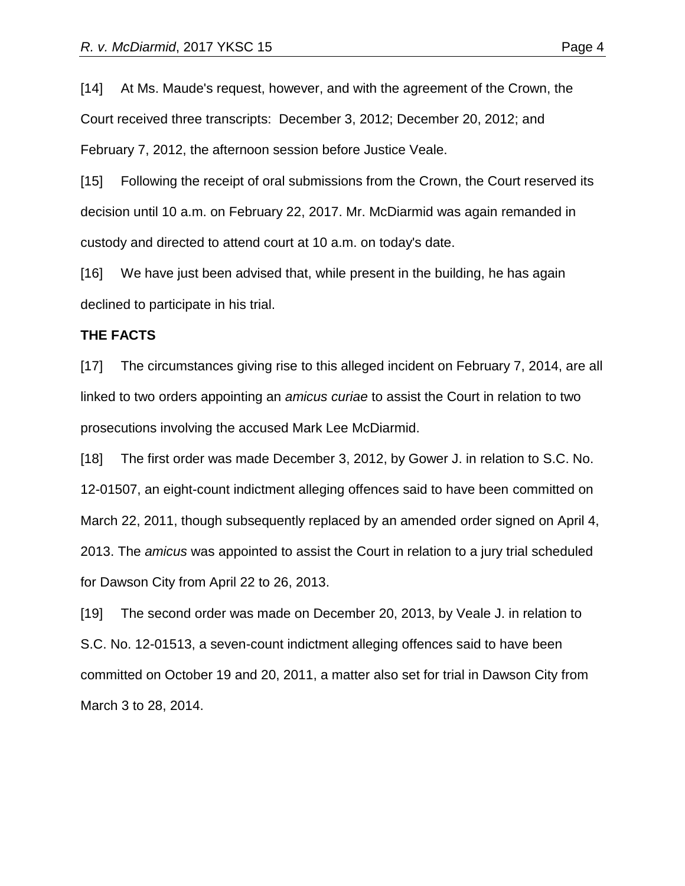[14] At Ms. Maude's request, however, and with the agreement of the Crown, the Court received three transcripts: December 3, 2012; December 20, 2012; and February 7, 2012, the afternoon session before Justice Veale.

[15] Following the receipt of oral submissions from the Crown, the Court reserved its decision until 10 a.m. on February 22, 2017. Mr. McDiarmid was again remanded in custody and directed to attend court at 10 a.m. on today's date.

[16] We have just been advised that, while present in the building, he has again declined to participate in his trial.

**THE FACTS**

[17] The circumstances giving rise to this alleged incident on February 7, 2014, are all linked to two orders appointing an *amicus curiae* to assist the Court in relation to two prosecutions involving the accused Mark Lee McDiarmid.

[18] The first order was made December 3, 2012, by Gower J. in relation to S.C. No. 12-01507, an eight-count indictment alleging offences said to have been committed on March 22, 2011, though subsequently replaced by an amended order signed on April 4, 2013. The *amicus* was appointed to assist the Court in relation to a jury trial scheduled for Dawson City from April 22 to 26, 2013.

[19] The second order was made on December 20, 2013, by Veale J. in relation to S.C. No. 12-01513, a seven-count indictment alleging offences said to have been committed on October 19 and 20, 2011, a matter also set for trial in Dawson City from March 3 to 28, 2014.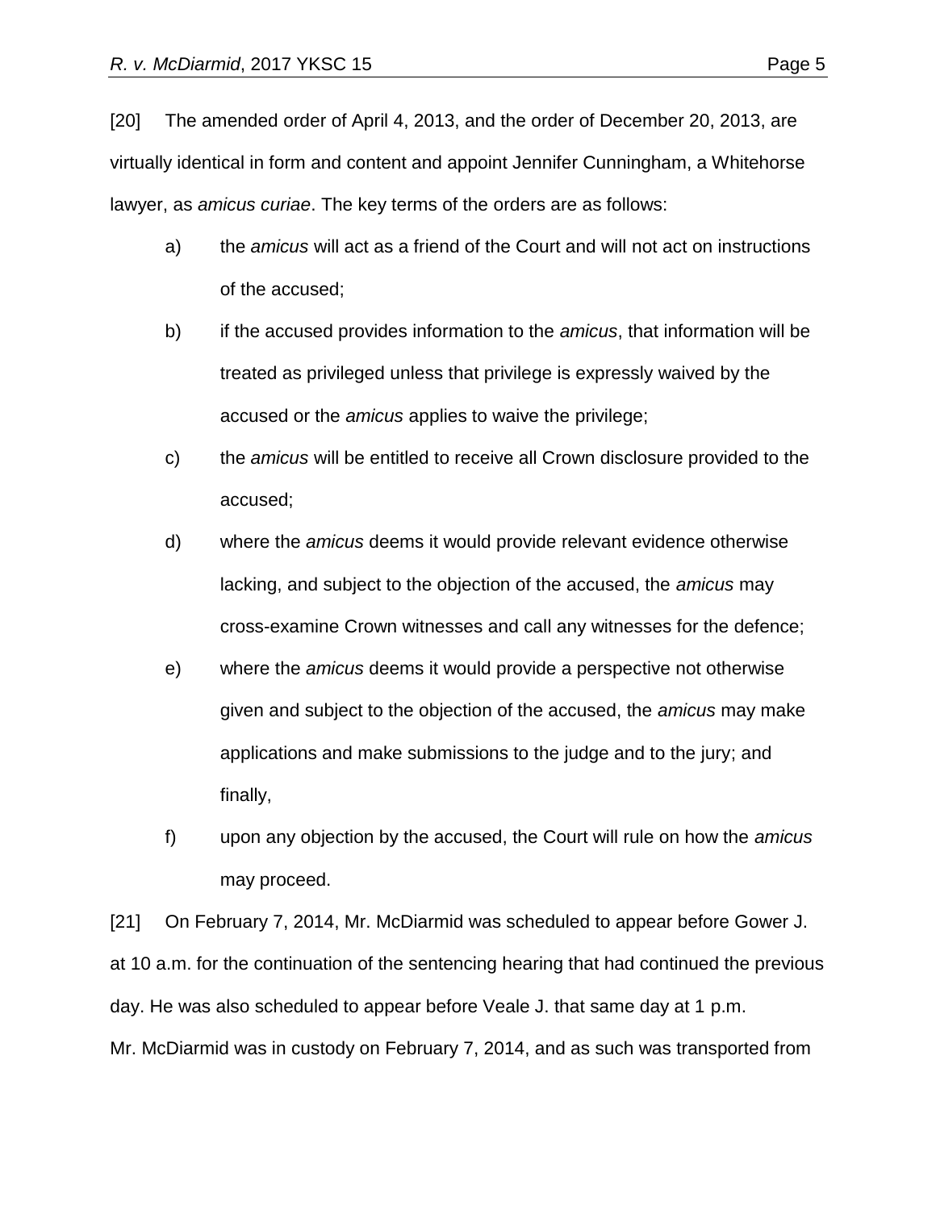[20] The amended order of April 4, 2013, and the order of December 20, 2013, are virtually identical in form and content and appoint Jennifer Cunningham, a Whitehorse lawyer, as *amicus curiae*. The key terms of the orders are as follows:

a) the *amicus* will act as a friend of the Court and will not act on instructions of the accused;

b) if the accused provides information to the *amicus*, that information will be treated as privileged unless that privilege is expressly waived by the accused or the *amicus* applies to waive the privilege;

c) the *amicus* will be entitled to receive all Crown disclosure provided to the accused;

d) where the *amicus* deems it would provide relevant evidence otherwise lacking, and subject to the objection of the accused, the *amicus* may cross-examine Crown witnesses and call any witnesses for the defence;

e) where the *amicus* deems it would provide a perspective not otherwise given and subject to the objection of the accused, the *amicus* may make applications and make submissions to the judge and to the jury; and finally,

f) upon any objection by the accused, the Court will rule on how the *amicus* may proceed.

[21] On February 7, 2014, Mr. McDiarmid was scheduled to appear before Gower J. at 10 a.m. for the continuation of the sentencing hearing that had continued the previous day. He was also scheduled to appear before Veale J. that same day at 1 p.m. Mr. McDiarmid was in custody on February 7, 2014, and as such was transported from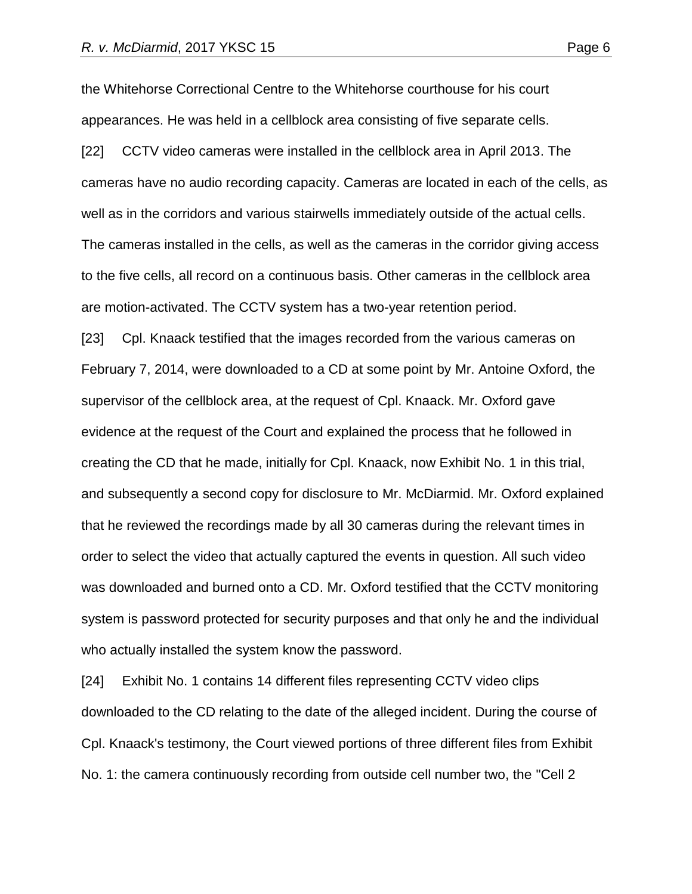the Whitehorse Correctional Centre to the Whitehorse courthouse for his court appearances. He was held in a cellblock area consisting of five separate cells.

[22] CCTV video cameras were installed in the cellblock area in April 2013. The cameras have no audio recording capacity. Cameras are located in each of the cells, as well as in the corridors and various stairwells immediately outside of the actual cells. The cameras installed in the cells, as well as the cameras in the corridor giving access to the five cells, all record on a continuous basis. Other cameras in the cellblock area are motion-activated. The CCTV system has a two-year retention period.

[23] Cpl. Knaack testified that the images recorded from the various cameras on February 7, 2014, were downloaded to a CD at some point by Mr. Antoine Oxford, the supervisor of the cellblock area, at the request of Cpl. Knaack. Mr. Oxford gave evidence at the request of the Court and explained the process that he followed in creating the CD that he made, initially for Cpl. Knaack, now Exhibit No. 1 in this trial, and subsequently a second copy for disclosure to Mr. McDiarmid. Mr. Oxford explained that he reviewed the recordings made by all 30 cameras during the relevant times in order to select the video that actually captured the events in question. All such video was downloaded and burned onto a CD. Mr. Oxford testified that the CCTV monitoring system is password protected for security purposes and that only he and the individual who actually installed the system know the password.

[24] Exhibit No. 1 contains 14 different files representing CCTV video clips downloaded to the CD relating to the date of the alleged incident. During the course of Cpl. Knaack's testimony, the Court viewed portions of three different files from Exhibit No. 1: the camera continuously recording from outside cell number two, the "Cell 2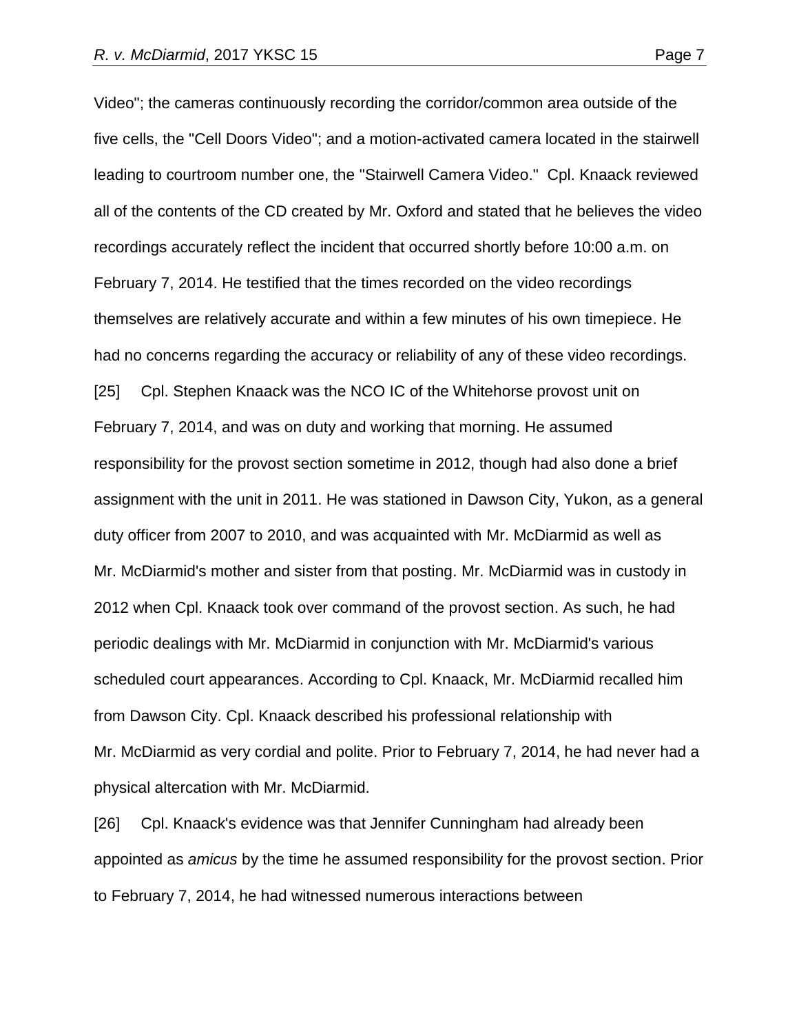Video"; the cameras continuously recording the corridor/common area outside of the five cells, the "Cell Doors Video"; and a motion-activated camera located in the stairwell leading to courtroom number one, the "Stairwell Camera Video." Cpl. Knaack reviewed all of the contents of the CD created by Mr. Oxford and stated that he believes the video recordings accurately reflect the incident that occurred shortly before 10:00 a.m. on February 7, 2014. He testified that the times recorded on the video recordings themselves are relatively accurate and within a few minutes of his own timepiece. He had no concerns regarding the accuracy or reliability of any of these video recordings.

[25] Cpl. Stephen Knaack was the NCO IC of the Whitehorse provost unit on February 7, 2014, and was on duty and working that morning. He assumed responsibility for the provost section sometime in 2012, though had also done a brief assignment with the unit in 2011. He was stationed in Dawson City, Yukon, as a general duty officer from 2007 to 2010, and was acquainted with Mr. McDiarmid as well as Mr. McDiarmid's mother and sister from that posting. Mr. McDiarmid was in custody in 2012 when Cpl. Knaack took over command of the provost section. As such, he had periodic dealings with Mr. McDiarmid in conjunction with Mr. McDiarmid's various scheduled court appearances. According to Cpl. Knaack, Mr. McDiarmid recalled him from Dawson City. Cpl. Knaack described his professional relationship with Mr. McDiarmid as very cordial and polite. Prior to February 7, 2014, he had never had a physical altercation with Mr. McDiarmid.

[26] Cpl. Knaack's evidence was that Jennifer Cunningham had already been appointed as *amicus* by the time he assumed responsibility for the provost section. Prior to February 7, 2014, he had witnessed numerous interactions between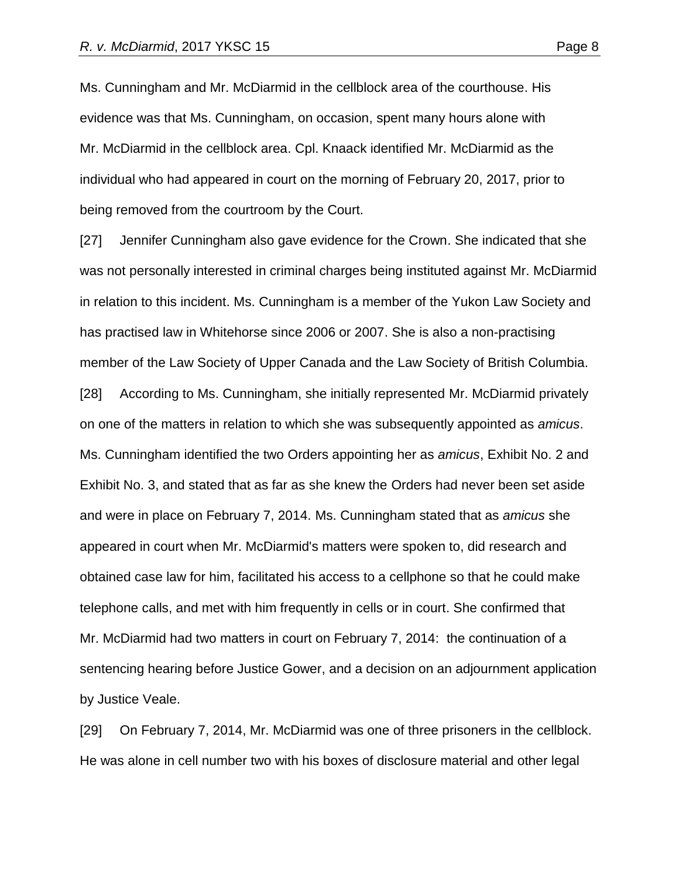Ms. Cunningham and Mr. McDiarmid in the cellblock area of the courthouse. His evidence was that Ms. Cunningham, on occasion, spent many hours alone with Mr. McDiarmid in the cellblock area. Cpl. Knaack identified Mr. McDiarmid as the individual who had appeared in court on the morning of February 20, 2017, prior to being removed from the courtroom by the Court.

[27] Jennifer Cunningham also gave evidence for the Crown. She indicated that she was not personally interested in criminal charges being instituted against Mr. McDiarmid in relation to this incident. Ms. Cunningham is a member of the Yukon Law Society and has practised law in Whitehorse since 2006 or 2007. She is also a non-practising member of the Law Society of Upper Canada and the Law Society of British Columbia.

[28] According to Ms. Cunningham, she initially represented Mr. McDiarmid privately on one of the matters in relation to which she was subsequently appointed as *amicus*. Ms. Cunningham identified the two Orders appointing her as *amicus*, Exhibit No. 2 and Exhibit No. 3, and stated that as far as she knew the Orders had never been set aside and were in place on February 7, 2014. Ms. Cunningham stated that as *amicus* she appeared in court when Mr. McDiarmid's matters were spoken to, did research and obtained case law for him, facilitated his access to a cellphone so that he could make telephone calls, and met with him frequently in cells or in court. She confirmed that Mr. McDiarmid had two matters in court on February 7, 2014: the continuation of a sentencing hearing before Justice Gower, and a decision on an adjournment application by Justice Veale.

[29] On February 7, 2014, Mr. McDiarmid was one of three prisoners in the cellblock. He was alone in cell number two with his boxes of disclosure material and other legal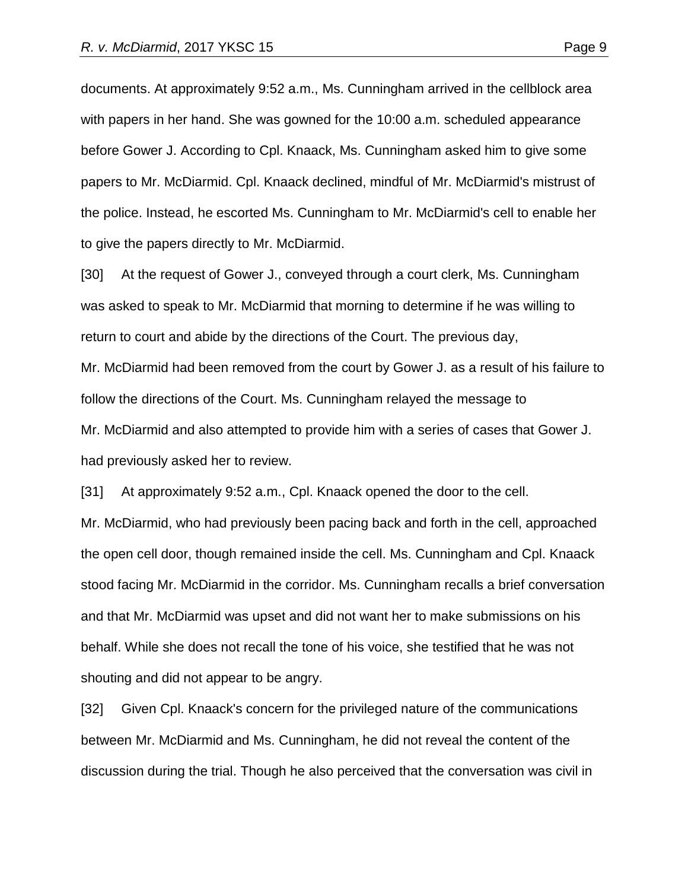documents. At approximately 9:52 a.m., Ms. Cunningham arrived in the cellblock area with papers in her hand. She was gowned for the 10:00 a.m. scheduled appearance before Gower J. According to Cpl. Knaack, Ms. Cunningham asked him to give some papers to Mr. McDiarmid. Cpl. Knaack declined, mindful of Mr. McDiarmid's mistrust of the police. Instead, he escorted Ms. Cunningham to Mr. McDiarmid's cell to enable her to give the papers directly to Mr. McDiarmid.

[30] At the request of Gower J., conveyed through a court clerk, Ms. Cunningham was asked to speak to Mr. McDiarmid that morning to determine if he was willing to return to court and abide by the directions of the Court. The previous day, Mr. McDiarmid had been removed from the court by Gower J. as a result of his failure to follow the directions of the Court. Ms. Cunningham relayed the message to Mr. McDiarmid and also attempted to provide him with a series of cases that Gower J. had previously asked her to review.

[31] At approximately 9:52 a.m., Cpl. Knaack opened the door to the cell. Mr. McDiarmid, who had previously been pacing back and forth in the cell, approached the open cell door, though remained inside the cell. Ms. Cunningham and Cpl. Knaack stood facing Mr. McDiarmid in the corridor. Ms. Cunningham recalls a brief conversation and that Mr. McDiarmid was upset and did not want her to make submissions on his behalf. While she does not recall the tone of his voice, she testified that he was not shouting and did not appear to be angry.

[32] Given Cpl. Knaack's concern for the privileged nature of the communications between Mr. McDiarmid and Ms. Cunningham, he did not reveal the content of the discussion during the trial. Though he also perceived that the conversation was civil in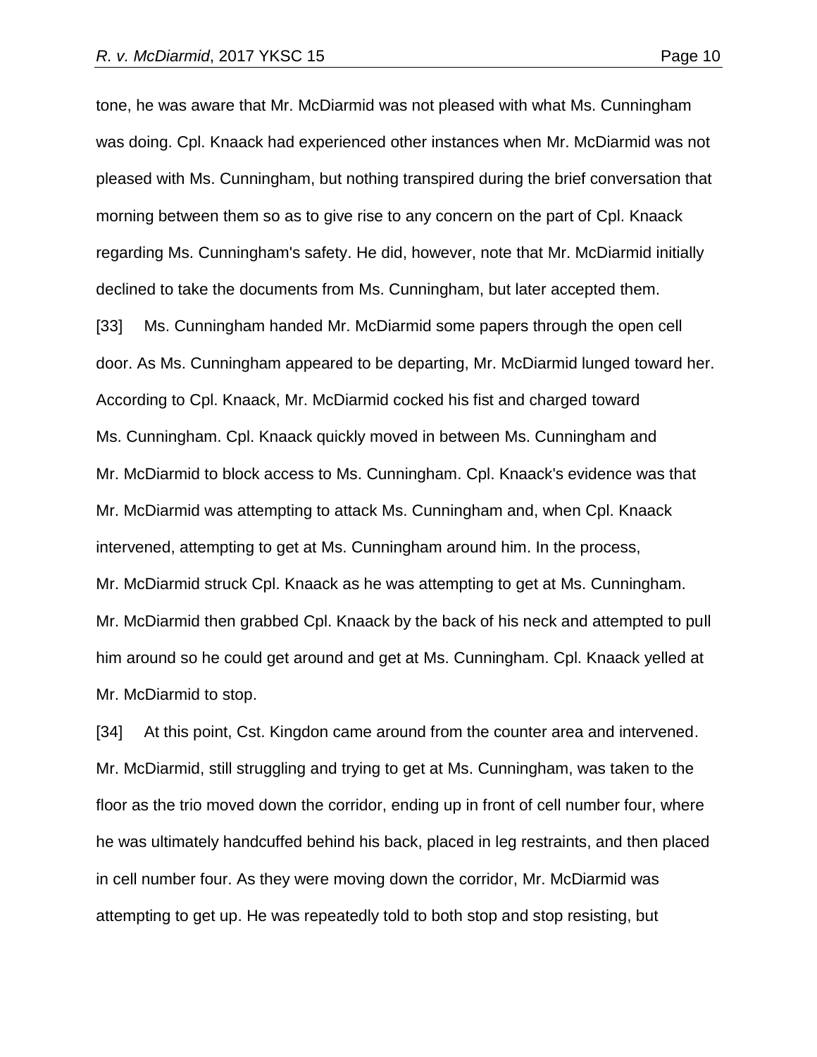tone, he was aware that Mr. McDiarmid was not pleased with what Ms. Cunningham was doing. Cpl. Knaack had experienced other instances when Mr. McDiarmid was not pleased with Ms. Cunningham, but nothing transpired during the brief conversation that morning between them so as to give rise to any concern on the part of Cpl. Knaack regarding Ms. Cunningham's safety. He did, however, note that Mr. McDiarmid initially declined to take the documents from Ms. Cunningham, but later accepted them.

[33] Ms. Cunningham handed Mr. McDiarmid some papers through the open cell door. As Ms. Cunningham appeared to be departing, Mr. McDiarmid lunged toward her. According to Cpl. Knaack, Mr. McDiarmid cocked his fist and charged toward Ms. Cunningham. Cpl. Knaack quickly moved in between Ms. Cunningham and Mr. McDiarmid to block access to Ms. Cunningham. Cpl. Knaack's evidence was that Mr. McDiarmid was attempting to attack Ms. Cunningham and, when Cpl. Knaack intervened, attempting to get at Ms. Cunningham around him. In the process, Mr. McDiarmid struck Cpl. Knaack as he was attempting to get at Ms. Cunningham. Mr. McDiarmid then grabbed Cpl. Knaack by the back of his neck and attempted to pull him around so he could get around and get at Ms. Cunningham. Cpl. Knaack yelled at Mr. McDiarmid to stop.

[34] At this point, Cst. Kingdon came around from the counter area and intervened. Mr. McDiarmid, still struggling and trying to get at Ms. Cunningham, was taken to the floor as the trio moved down the corridor, ending up in front of cell number four, where he was ultimately handcuffed behind his back, placed in leg restraints, and then placed in cell number four. As they were moving down the corridor, Mr. McDiarmid was attempting to get up. He was repeatedly told to both stop and stop resisting, but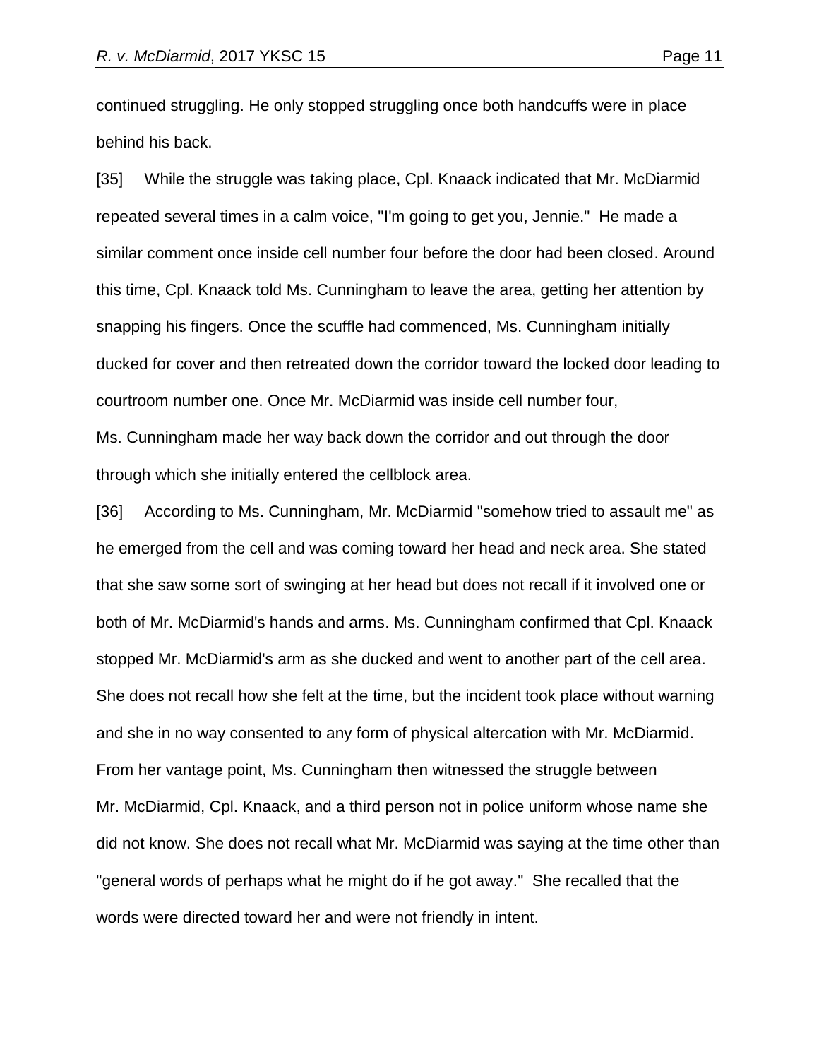continued struggling. He only stopped struggling once both handcuffs were in place behind his back.

[35] While the struggle was taking place, Cpl. Knaack indicated that Mr. McDiarmid repeated several times in a calm voice, "I'm going to get you, Jennie." He made a similar comment once inside cell number four before the door had been closed. Around this time, Cpl. Knaack told Ms. Cunningham to leave the area, getting her attention by snapping his fingers. Once the scuffle had commenced, Ms. Cunningham initially ducked for cover and then retreated down the corridor toward the locked door leading to courtroom number one. Once Mr. McDiarmid was inside cell number four, Ms. Cunningham made her way back down the corridor and out through the door through which she initially entered the cellblock area.

[36] According to Ms. Cunningham, Mr. McDiarmid "somehow tried to assault me" as he emerged from the cell and was coming toward her head and neck area. She stated that she saw some sort of swinging at her head but does not recall if it involved one or both of Mr. McDiarmid's hands and arms. Ms. Cunningham confirmed that Cpl. Knaack stopped Mr. McDiarmid's arm as she ducked and went to another part of the cell area. She does not recall how she felt at the time, but the incident took place without warning and she in no way consented to any form of physical altercation with Mr. McDiarmid. From her vantage point, Ms. Cunningham then witnessed the struggle between Mr. McDiarmid, Cpl. Knaack, and a third person not in police uniform whose name she did not know. She does not recall what Mr. McDiarmid was saying at the time other than "general words of perhaps what he might do if he got away." She recalled that the words were directed toward her and were not friendly in intent.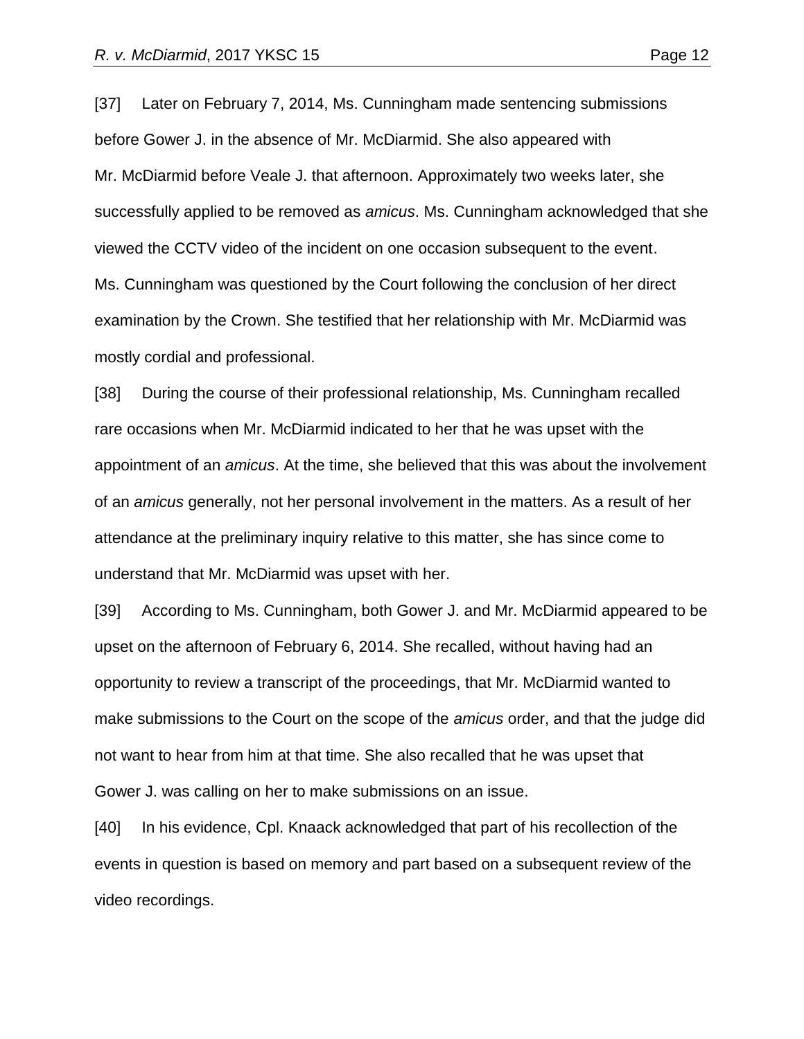[37] Later on February 7, 2014, Ms. Cunningham made sentencing submissions before Gower J. in the absence of Mr. McDiarmid. She also appeared with Mr. McDiarmid before Veale J. that afternoon. Approximately two weeks later, she successfully applied to be removed as *amicus*. Ms. Cunningham acknowledged that she viewed the CCTV video of the incident on one occasion subsequent to the event. Ms. Cunningham was questioned by the Court following the conclusion of her direct examination by the Crown. She testified that her relationship with Mr. McDiarmid was mostly cordial and professional.

[38] During the course of their professional relationship, Ms. Cunningham recalled rare occasions when Mr. McDiarmid indicated to her that he was upset with the appointment of an *amicus*. At the time, she believed that this was about the involvement of an *amicus* generally, not her personal involvement in the matters. As a result of her attendance at the preliminary inquiry relative to this matter, she has since come to understand that Mr. McDiarmid was upset with her.

[39] According to Ms. Cunningham, both Gower J. and Mr. McDiarmid appeared to be upset on the afternoon of February 6, 2014. She recalled, without having had an opportunity to review a transcript of the proceedings, that Mr. McDiarmid wanted to make submissions to the Court on the scope of the *amicus* order, and that the judge did not want to hear from him at that time. She also recalled that he was upset that Gower J. was calling on her to make submissions on an issue.

[40] In his evidence, Cpl. Knaack acknowledged that part of his recollection of the events in question is based on memory and part based on a subsequent review of the video recordings.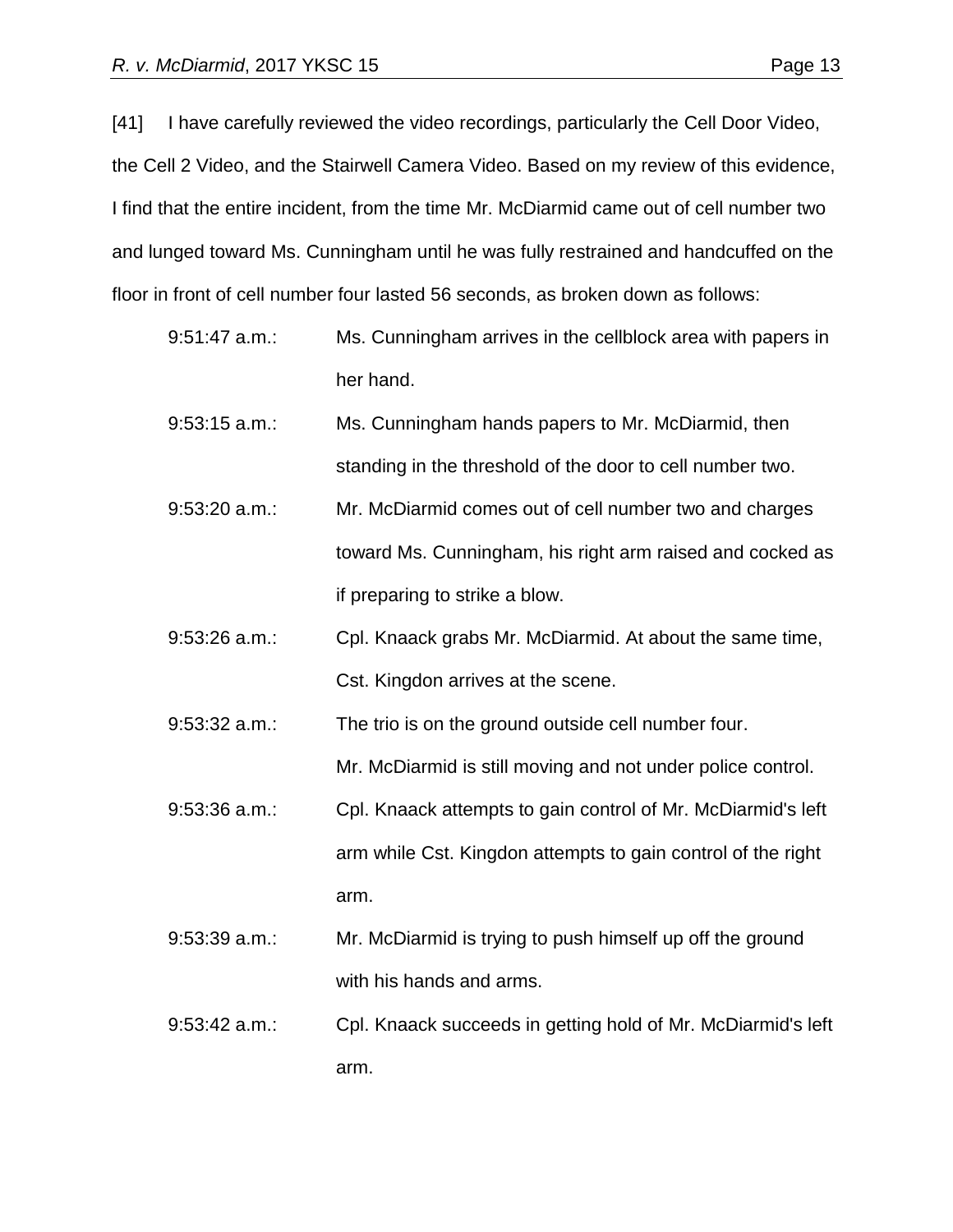[41] I have carefully reviewed the video recordings, particularly the Cell Door Video, the Cell 2 Video, and the Stairwell Camera Video. Based on my review of this evidence, I find that the entire incident, from the time Mr. McDiarmid came out of cell number two and lunged toward Ms. Cunningham until he was fully restrained and handcuffed on the floor in front of cell number four lasted 56 seconds, as broken down as follows:

| | |
|---|---|
| 9:51:47 a.m.: | Ms. Cunningham arrives in the cellblock area with papers in her hand. |
| 9:53:15 a.m.: | Ms. Cunningham hands papers to Mr. McDiarmid, then standing in the threshold of the door to cell number two. |
| 9:53:20 a.m.: | Mr. McDiarmid comes out of cell number two and charges toward Ms. Cunningham, his right arm raised and cocked as if preparing to strike a blow. |
| 9:53:26 a.m.: | Cpl. Knaack grabs Mr. McDiarmid. At about the same time, Cst. Kingdon arrives at the scene. |
| 9:53:32 a.m.: | The trio is on the ground outside cell number four. Mr. McDiarmid is still moving and not under police control. |
| 9:53:36 a.m.: | Cpl. Knaack attempts to gain control of Mr. McDiarmid's left arm while Cst. Kingdon attempts to gain control of the right arm. |
| 9:53:39 a.m.: | Mr. McDiarmid is trying to push himself up off the ground with his hands and arms. |
| 9:53:42 a.m.: | Cpl. Knaack succeeds in getting hold of Mr. McDiarmid's left arm. |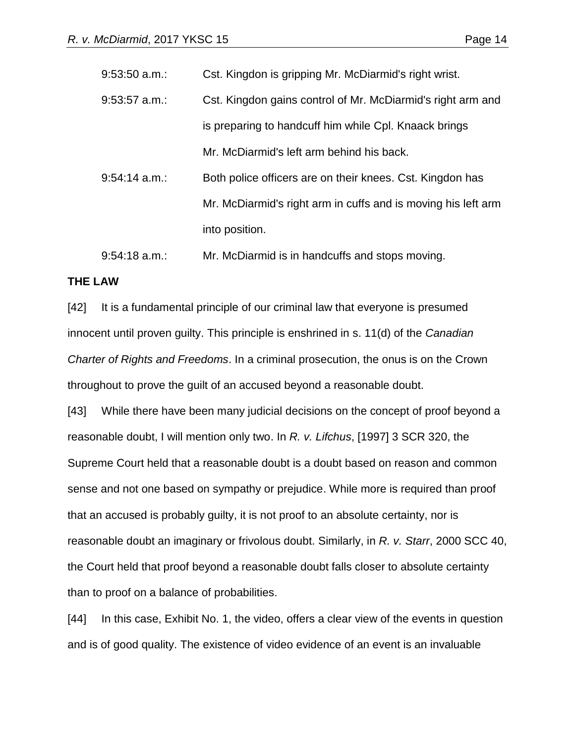| | |
|---|---|
| 9:53:50 a.m.: | Cst. Kingdon is gripping Mr. McDiarmid's right wrist. |
| 9:53:57 a.m.: | Cst. Kingdon gains control of Mr. McDiarmid's right arm and is preparing to handcuff him while Cpl. Knaack brings Mr. McDiarmid's left arm behind his back. |
| 9:54:14 a.m.: | Both police officers are on their knees. Cst. Kingdon has Mr. McDiarmid's right arm in cuffs and is moving his left arm into position. |
| 9:54:18 a.m.: | Mr. McDiarmid is in handcuffs and stops moving. |

**THE LAW**

[42] It is a fundamental principle of our criminal law that everyone is presumed innocent until proven guilty. This principle is enshrined in s. 11(d) of the *Canadian Charter of Rights and Freedoms*. In a criminal prosecution, the onus is on the Crown throughout to prove the guilt of an accused beyond a reasonable doubt.

[43] While there have been many judicial decisions on the concept of proof beyond a reasonable doubt, I will mention only two. In *R. v. Lifchus*, [1997] 3 SCR 320, the Supreme Court held that a reasonable doubt is a doubt based on reason and common sense and not one based on sympathy or prejudice. While more is required than proof that an accused is probably guilty, it is not proof to an absolute certainty, nor is reasonable doubt an imaginary or frivolous doubt. Similarly, in *R. v. Starr*, 2000 SCC 40, the Court held that proof beyond a reasonable doubt falls closer to absolute certainty than to proof on a balance of probabilities.

[44] In this case, Exhibit No. 1, the video, offers a clear view of the events in question and is of good quality. The existence of video evidence of an event is an invaluable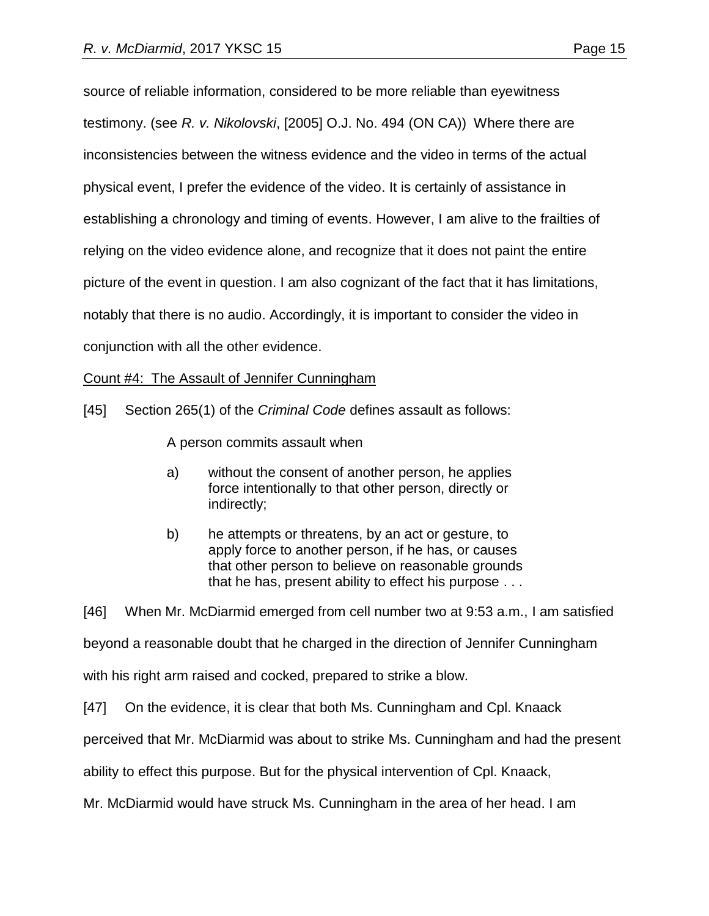source of reliable information, considered to be more reliable than eyewitness testimony. (see *R. v. Nikolovski*, [2005] O.J. No. 494 (ON CA)) Where there are inconsistencies between the witness evidence and the video in terms of the actual physical event, I prefer the evidence of the video. It is certainly of assistance in establishing a chronology and timing of events. However, I am alive to the frailties of relying on the video evidence alone, and recognize that it does not paint the entire picture of the event in question. I am also cognizant of the fact that it has limitations, notably that there is no audio. Accordingly, it is important to consider the video in conjunction with all the other evidence.

Count #4: The Assault of Jennifer Cunningham

[45] Section 265(1) of the *Criminal Code* defines assault as follows:

> A person commits assault when
>
> a) without the consent of another person, he applies force intentionally to that other person, directly or indirectly;
>
> b) he attempts or threatens, by an act or gesture, to apply force to another person, if he has, or causes that other person to believe on reasonable grounds that he has, present ability to effect his purpose . . .

[46] When Mr. McDiarmid emerged from cell number two at 9:53 a.m., I am satisfied beyond a reasonable doubt that he charged in the direction of Jennifer Cunningham with his right arm raised and cocked, prepared to strike a blow.

[47] On the evidence, it is clear that both Ms. Cunningham and Cpl. Knaack perceived that Mr. McDiarmid was about to strike Ms. Cunningham and had the present ability to effect this purpose. But for the physical intervention of Cpl. Knaack, Mr. McDiarmid would have struck Ms. Cunningham in the area of her head. I am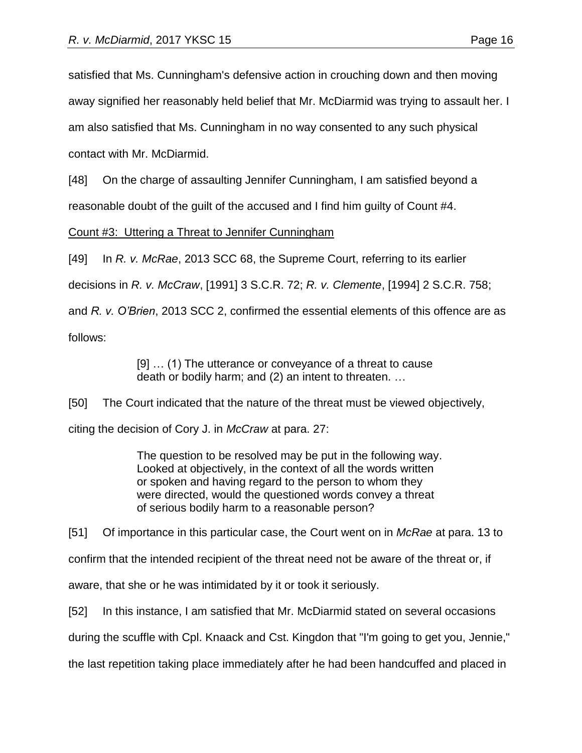satisfied that Ms. Cunningham's defensive action in crouching down and then moving away signified her reasonably held belief that Mr. McDiarmid was trying to assault her. I am also satisfied that Ms. Cunningham in no way consented to any such physical contact with Mr. McDiarmid.

[48] On the charge of assaulting Jennifer Cunningham, I am satisfied beyond a reasonable doubt of the guilt of the accused and I find him guilty of Count #4.

Count #3: Uttering a Threat to Jennifer Cunningham

[49] In *R. v. McRae*, 2013 SCC 68, the Supreme Court, referring to its earlier decisions in *R. v. McCraw*, [1991] 3 S.C.R. 72; *R. v. Clemente*, [1994] 2 S.C.R. 758; and *R. v. O'Brien*, 2013 SCC 2, confirmed the essential elements of this offence are as follows:

> [9] … (1) The utterance or conveyance of a threat to cause death or bodily harm; and (2) an intent to threaten. …

[50] The Court indicated that the nature of the threat must be viewed objectively, citing the decision of Cory J. in *McCraw* at para. 27:

> The question to be resolved may be put in the following way. Looked at objectively, in the context of all the words written or spoken and having regard to the person to whom they were directed, would the questioned words convey a threat of serious bodily harm to a reasonable person?

[51] Of importance in this particular case, the Court went on in *McRae* at para. 13 to confirm that the intended recipient of the threat need not be aware of the threat or, if aware, that she or he was intimidated by it or took it seriously.

[52] In this instance, I am satisfied that Mr. McDiarmid stated on several occasions during the scuffle with Cpl. Knaack and Cst. Kingdon that "I'm going to get you, Jennie," the last repetition taking place immediately after he had been handcuffed and placed in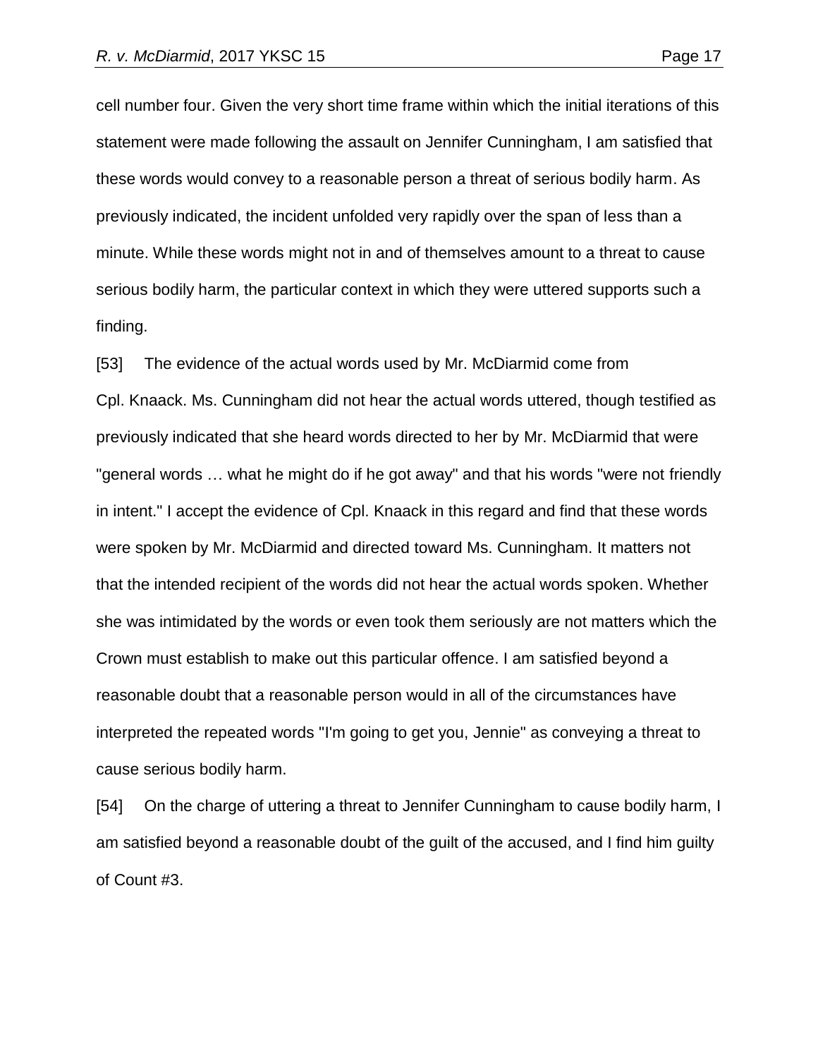cell number four. Given the very short time frame within which the initial iterations of this statement were made following the assault on Jennifer Cunningham, I am satisfied that these words would convey to a reasonable person a threat of serious bodily harm. As previously indicated, the incident unfolded very rapidly over the span of less than a minute. While these words might not in and of themselves amount to a threat to cause serious bodily harm, the particular context in which they were uttered supports such a finding.

[53] The evidence of the actual words used by Mr. McDiarmid come from Cpl. Knaack. Ms. Cunningham did not hear the actual words uttered, though testified as previously indicated that she heard words directed to her by Mr. McDiarmid that were "general words … what he might do if he got away" and that his words "were not friendly in intent." I accept the evidence of Cpl. Knaack in this regard and find that these words were spoken by Mr. McDiarmid and directed toward Ms. Cunningham. It matters not that the intended recipient of the words did not hear the actual words spoken. Whether she was intimidated by the words or even took them seriously are not matters which the Crown must establish to make out this particular offence. I am satisfied beyond a reasonable doubt that a reasonable person would in all of the circumstances have interpreted the repeated words "I'm going to get you, Jennie" as conveying a threat to cause serious bodily harm.

[54] On the charge of uttering a threat to Jennifer Cunningham to cause bodily harm, I am satisfied beyond a reasonable doubt of the guilt of the accused, and I find him guilty of Count #3.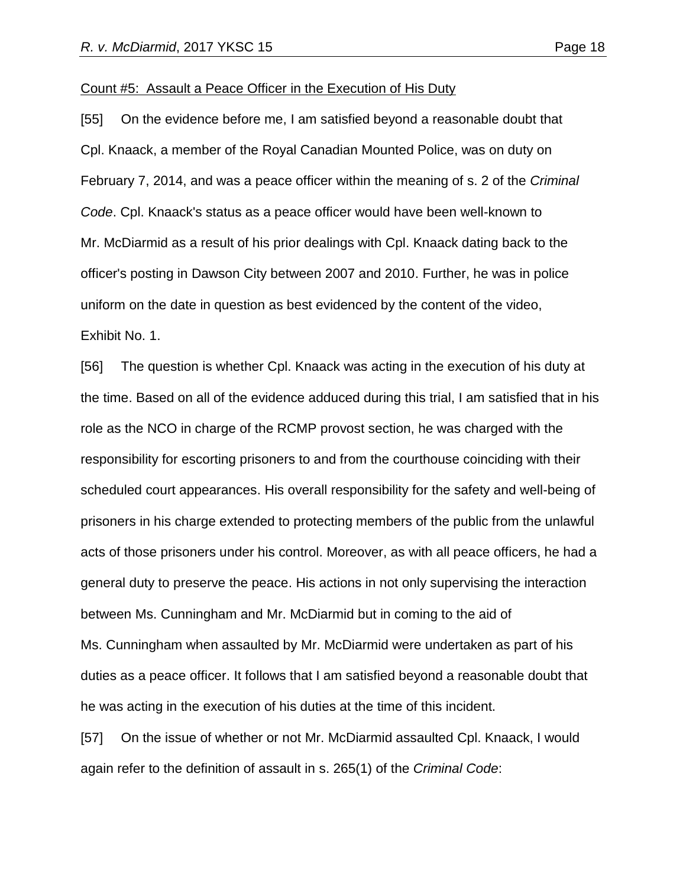Count #5: Assault a Peace Officer in the Execution of His Duty

[55] On the evidence before me, I am satisfied beyond a reasonable doubt that Cpl. Knaack, a member of the Royal Canadian Mounted Police, was on duty on February 7, 2014, and was a peace officer within the meaning of s. 2 of the *Criminal Code*. Cpl. Knaack's status as a peace officer would have been well-known to Mr. McDiarmid as a result of his prior dealings with Cpl. Knaack dating back to the officer's posting in Dawson City between 2007 and 2010. Further, he was in police uniform on the date in question as best evidenced by the content of the video, Exhibit No. 1.

[56] The question is whether Cpl. Knaack was acting in the execution of his duty at the time. Based on all of the evidence adduced during this trial, I am satisfied that in his role as the NCO in charge of the RCMP provost section, he was charged with the responsibility for escorting prisoners to and from the courthouse coinciding with their scheduled court appearances. His overall responsibility for the safety and well-being of prisoners in his charge extended to protecting members of the public from the unlawful acts of those prisoners under his control. Moreover, as with all peace officers, he had a general duty to preserve the peace. His actions in not only supervising the interaction between Ms. Cunningham and Mr. McDiarmid but in coming to the aid of Ms. Cunningham when assaulted by Mr. McDiarmid were undertaken as part of his duties as a peace officer. It follows that I am satisfied beyond a reasonable doubt that he was acting in the execution of his duties at the time of this incident.

[57] On the issue of whether or not Mr. McDiarmid assaulted Cpl. Knaack, I would again refer to the definition of assault in s. 265(1) of the *Criminal Code*: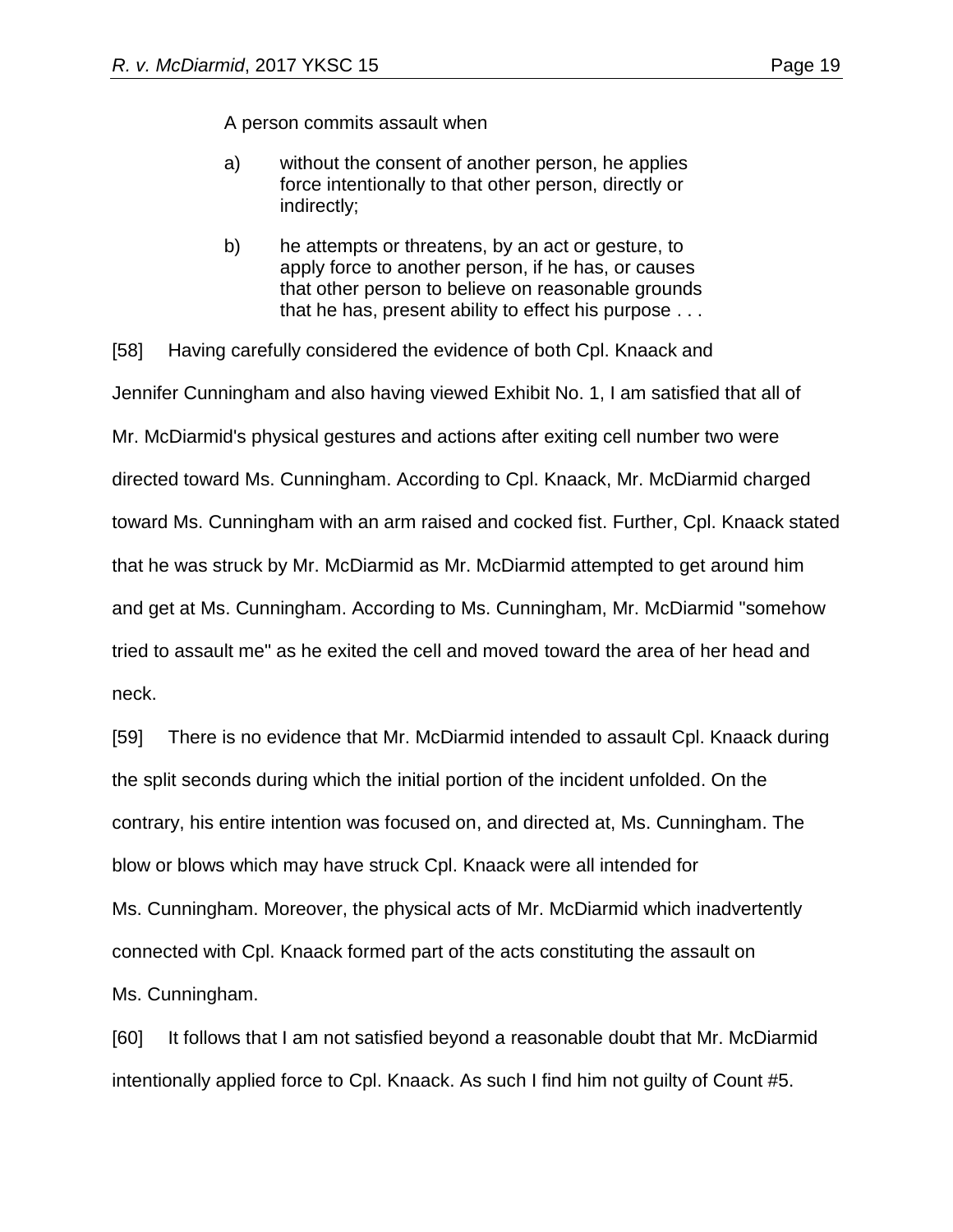> A person commits assault when
>
> a) without the consent of another person, he applies force intentionally to that other person, directly or indirectly;
>
> b) he attempts or threatens, by an act or gesture, to apply force to another person, if he has, or causes that other person to believe on reasonable grounds that he has, present ability to effect his purpose . . .

[58] Having carefully considered the evidence of both Cpl. Knaack and Jennifer Cunningham and also having viewed Exhibit No. 1, I am satisfied that all of Mr. McDiarmid's physical gestures and actions after exiting cell number two were directed toward Ms. Cunningham. According to Cpl. Knaack, Mr. McDiarmid charged toward Ms. Cunningham with an arm raised and cocked fist. Further, Cpl. Knaack stated that he was struck by Mr. McDiarmid as Mr. McDiarmid attempted to get around him and get at Ms. Cunningham. According to Ms. Cunningham, Mr. McDiarmid "somehow tried to assault me" as he exited the cell and moved toward the area of her head and neck.

[59] There is no evidence that Mr. McDiarmid intended to assault Cpl. Knaack during the split seconds during which the initial portion of the incident unfolded. On the contrary, his entire intention was focused on, and directed at, Ms. Cunningham. The blow or blows which may have struck Cpl. Knaack were all intended for Ms. Cunningham. Moreover, the physical acts of Mr. McDiarmid which inadvertently connected with Cpl. Knaack formed part of the acts constituting the assault on Ms. Cunningham.

[60] It follows that I am not satisfied beyond a reasonable doubt that Mr. McDiarmid intentionally applied force to Cpl. Knaack. As such I find him not guilty of Count #5.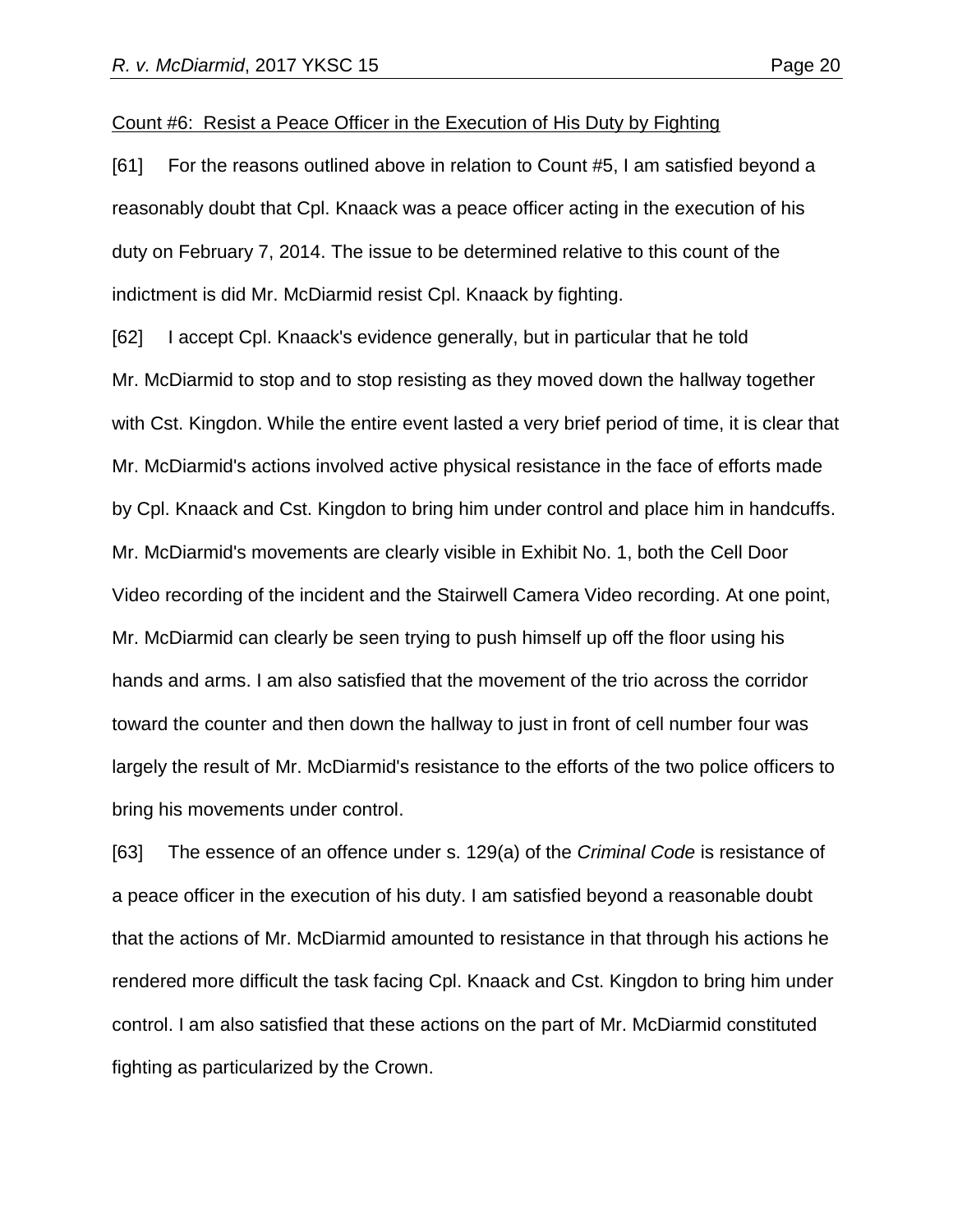Count #6: Resist a Peace Officer in the Execution of His Duty by Fighting

[61] For the reasons outlined above in relation to Count #5, I am satisfied beyond a reasonably doubt that Cpl. Knaack was a peace officer acting in the execution of his duty on February 7, 2014. The issue to be determined relative to this count of the indictment is did Mr. McDiarmid resist Cpl. Knaack by fighting.

[62] I accept Cpl. Knaack's evidence generally, but in particular that he told Mr. McDiarmid to stop and to stop resisting as they moved down the hallway together with Cst. Kingdon. While the entire event lasted a very brief period of time, it is clear that Mr. McDiarmid's actions involved active physical resistance in the face of efforts made by Cpl. Knaack and Cst. Kingdon to bring him under control and place him in handcuffs. Mr. McDiarmid's movements are clearly visible in Exhibit No. 1, both the Cell Door Video recording of the incident and the Stairwell Camera Video recording. At one point, Mr. McDiarmid can clearly be seen trying to push himself up off the floor using his hands and arms. I am also satisfied that the movement of the trio across the corridor toward the counter and then down the hallway to just in front of cell number four was largely the result of Mr. McDiarmid's resistance to the efforts of the two police officers to bring his movements under control.

[63] The essence of an offence under s. 129(a) of the *Criminal Code* is resistance of a peace officer in the execution of his duty. I am satisfied beyond a reasonable doubt that the actions of Mr. McDiarmid amounted to resistance in that through his actions he rendered more difficult the task facing Cpl. Knaack and Cst. Kingdon to bring him under control. I am also satisfied that these actions on the part of Mr. McDiarmid constituted fighting as particularized by the Crown.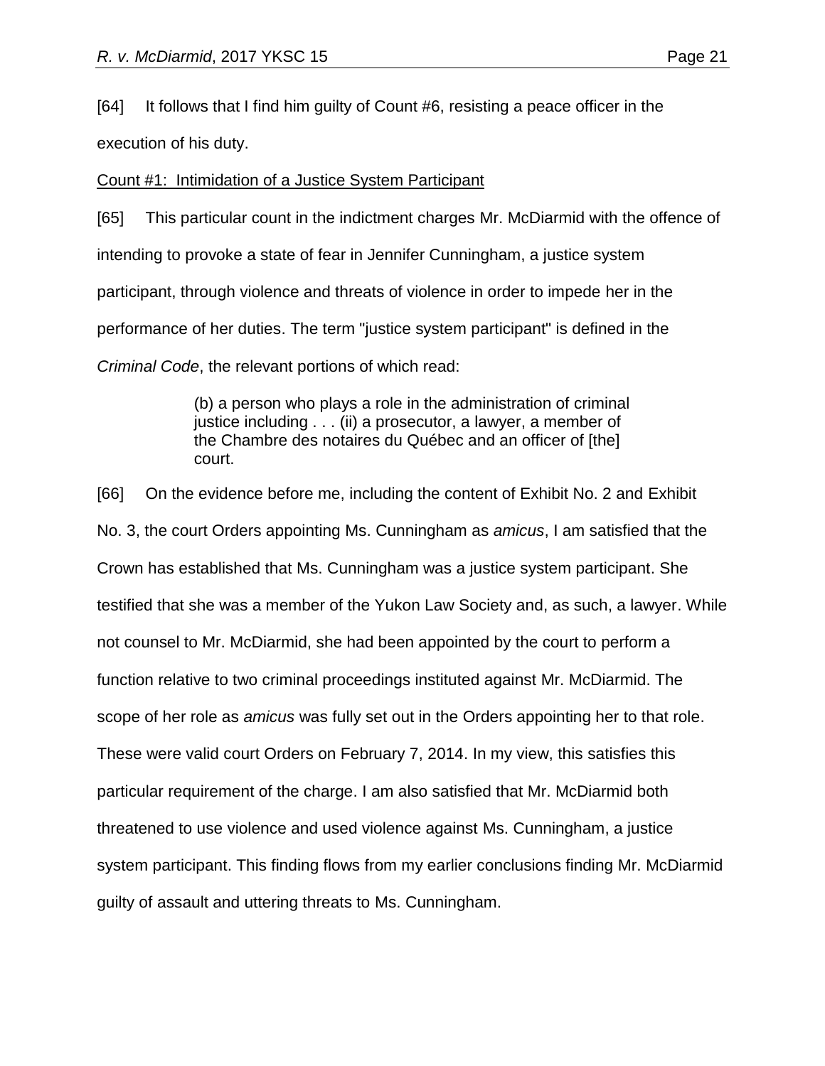[64] It follows that I find him guilty of Count #6, resisting a peace officer in the execution of his duty.

Count #1: Intimidation of a Justice System Participant

[65] This particular count in the indictment charges Mr. McDiarmid with the offence of intending to provoke a state of fear in Jennifer Cunningham, a justice system participant, through violence and threats of violence in order to impede her in the performance of her duties. The term "justice system participant" is defined in the *Criminal Code*, the relevant portions of which read:

> (b) a person who plays a role in the administration of criminal justice including . . . (ii) a prosecutor, a lawyer, a member of the Chambre des notaires du Québec and an officer of [the] court.

[66] On the evidence before me, including the content of Exhibit No. 2 and Exhibit No. 3, the court Orders appointing Ms. Cunningham as *amicus*, I am satisfied that the Crown has established that Ms. Cunningham was a justice system participant. She testified that she was a member of the Yukon Law Society and, as such, a lawyer. While not counsel to Mr. McDiarmid, she had been appointed by the court to perform a function relative to two criminal proceedings instituted against Mr. McDiarmid. The scope of her role as *amicus* was fully set out in the Orders appointing her to that role. These were valid court Orders on February 7, 2014. In my view, this satisfies this particular requirement of the charge. I am also satisfied that Mr. McDiarmid both threatened to use violence and used violence against Ms. Cunningham, a justice system participant. This finding flows from my earlier conclusions finding Mr. McDiarmid guilty of assault and uttering threats to Ms. Cunningham.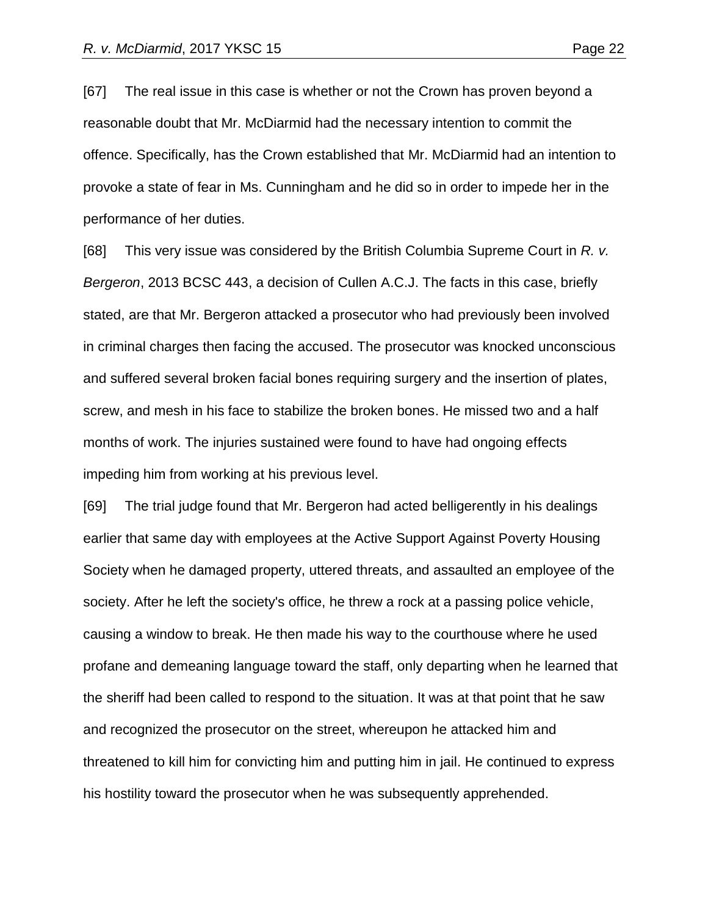[67] The real issue in this case is whether or not the Crown has proven beyond a reasonable doubt that Mr. McDiarmid had the necessary intention to commit the offence. Specifically, has the Crown established that Mr. McDiarmid had an intention to provoke a state of fear in Ms. Cunningham and he did so in order to impede her in the performance of her duties.

[68] This very issue was considered by the British Columbia Supreme Court in *R. v. Bergeron*, 2013 BCSC 443, a decision of Cullen A.C.J. The facts in this case, briefly stated, are that Mr. Bergeron attacked a prosecutor who had previously been involved in criminal charges then facing the accused. The prosecutor was knocked unconscious and suffered several broken facial bones requiring surgery and the insertion of plates, screw, and mesh in his face to stabilize the broken bones. He missed two and a half months of work. The injuries sustained were found to have had ongoing effects impeding him from working at his previous level.

[69] The trial judge found that Mr. Bergeron had acted belligerently in his dealings earlier that same day with employees at the Active Support Against Poverty Housing Society when he damaged property, uttered threats, and assaulted an employee of the society. After he left the society's office, he threw a rock at a passing police vehicle, causing a window to break. He then made his way to the courthouse where he used profane and demeaning language toward the staff, only departing when he learned that the sheriff had been called to respond to the situation. It was at that point that he saw and recognized the prosecutor on the street, whereupon he attacked him and threatened to kill him for convicting him and putting him in jail. He continued to express his hostility toward the prosecutor when he was subsequently apprehended.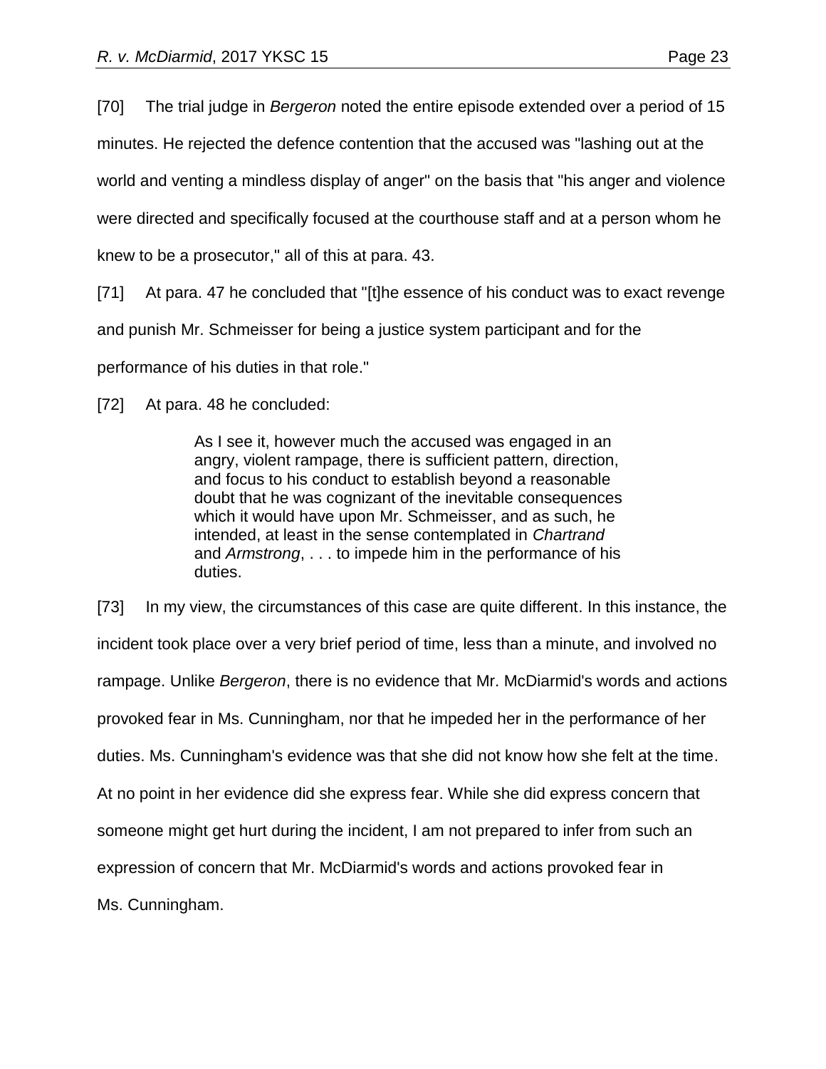[70] The trial judge in *Bergeron* noted the entire episode extended over a period of 15 minutes. He rejected the defence contention that the accused was "lashing out at the world and venting a mindless display of anger" on the basis that "his anger and violence were directed and specifically focused at the courthouse staff and at a person whom he knew to be a prosecutor," all of this at para. 43.

[71] At para. 47 he concluded that "[t]he essence of his conduct was to exact revenge and punish Mr. Schmeisser for being a justice system participant and for the performance of his duties in that role."

[72] At para. 48 he concluded:

> As I see it, however much the accused was engaged in an angry, violent rampage, there is sufficient pattern, direction, and focus to his conduct to establish beyond a reasonable doubt that he was cognizant of the inevitable consequences which it would have upon Mr. Schmeisser, and as such, he intended, at least in the sense contemplated in *Chartrand* and *Armstrong*, . . . to impede him in the performance of his duties.

[73] In my view, the circumstances of this case are quite different. In this instance, the incident took place over a very brief period of time, less than a minute, and involved no rampage. Unlike *Bergeron*, there is no evidence that Mr. McDiarmid's words and actions provoked fear in Ms. Cunningham, nor that he impeded her in the performance of her duties. Ms. Cunningham's evidence was that she did not know how she felt at the time. At no point in her evidence did she express fear. While she did express concern that someone might get hurt during the incident, I am not prepared to infer from such an expression of concern that Mr. McDiarmid's words and actions provoked fear in Ms. Cunningham.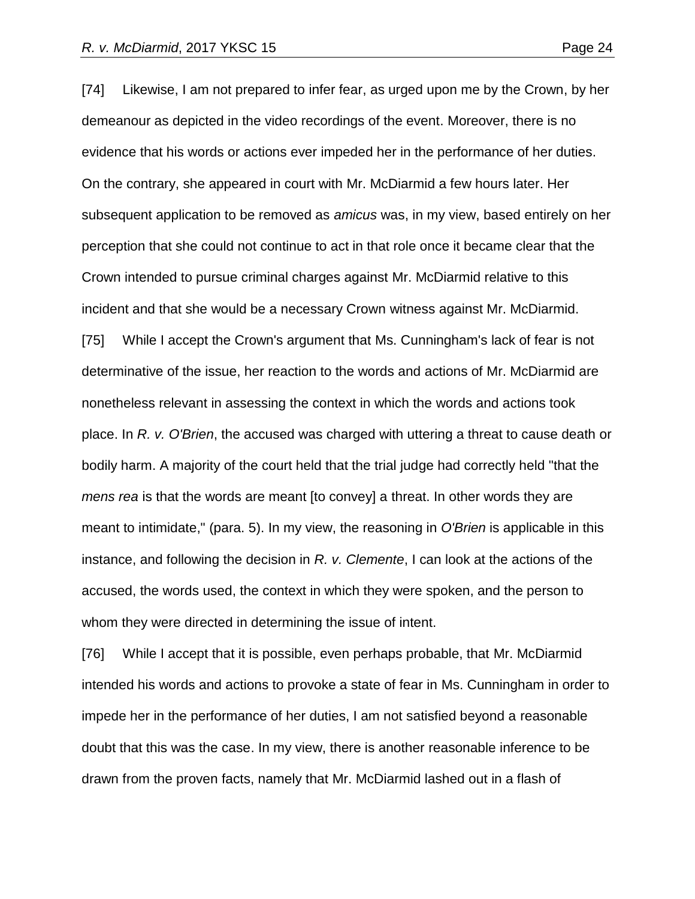[74] Likewise, I am not prepared to infer fear, as urged upon me by the Crown, by her demeanour as depicted in the video recordings of the event. Moreover, there is no evidence that his words or actions ever impeded her in the performance of her duties. On the contrary, she appeared in court with Mr. McDiarmid a few hours later. Her subsequent application to be removed as *amicus* was, in my view, based entirely on her perception that she could not continue to act in that role once it became clear that the Crown intended to pursue criminal charges against Mr. McDiarmid relative to this incident and that she would be a necessary Crown witness against Mr. McDiarmid.

[75] While I accept the Crown's argument that Ms. Cunningham's lack of fear is not determinative of the issue, her reaction to the words and actions of Mr. McDiarmid are nonetheless relevant in assessing the context in which the words and actions took place. In *R. v. O'Brien*, the accused was charged with uttering a threat to cause death or bodily harm. A majority of the court held that the trial judge had correctly held "that the *mens rea* is that the words are meant [to convey] a threat. In other words they are meant to intimidate," (para. 5). In my view, the reasoning in *O'Brien* is applicable in this instance, and following the decision in *R. v. Clemente*, I can look at the actions of the accused, the words used, the context in which they were spoken, and the person to whom they were directed in determining the issue of intent.

[76] While I accept that it is possible, even perhaps probable, that Mr. McDiarmid intended his words and actions to provoke a state of fear in Ms. Cunningham in order to impede her in the performance of her duties, I am not satisfied beyond a reasonable doubt that this was the case. In my view, there is another reasonable inference to be drawn from the proven facts, namely that Mr. McDiarmid lashed out in a flash of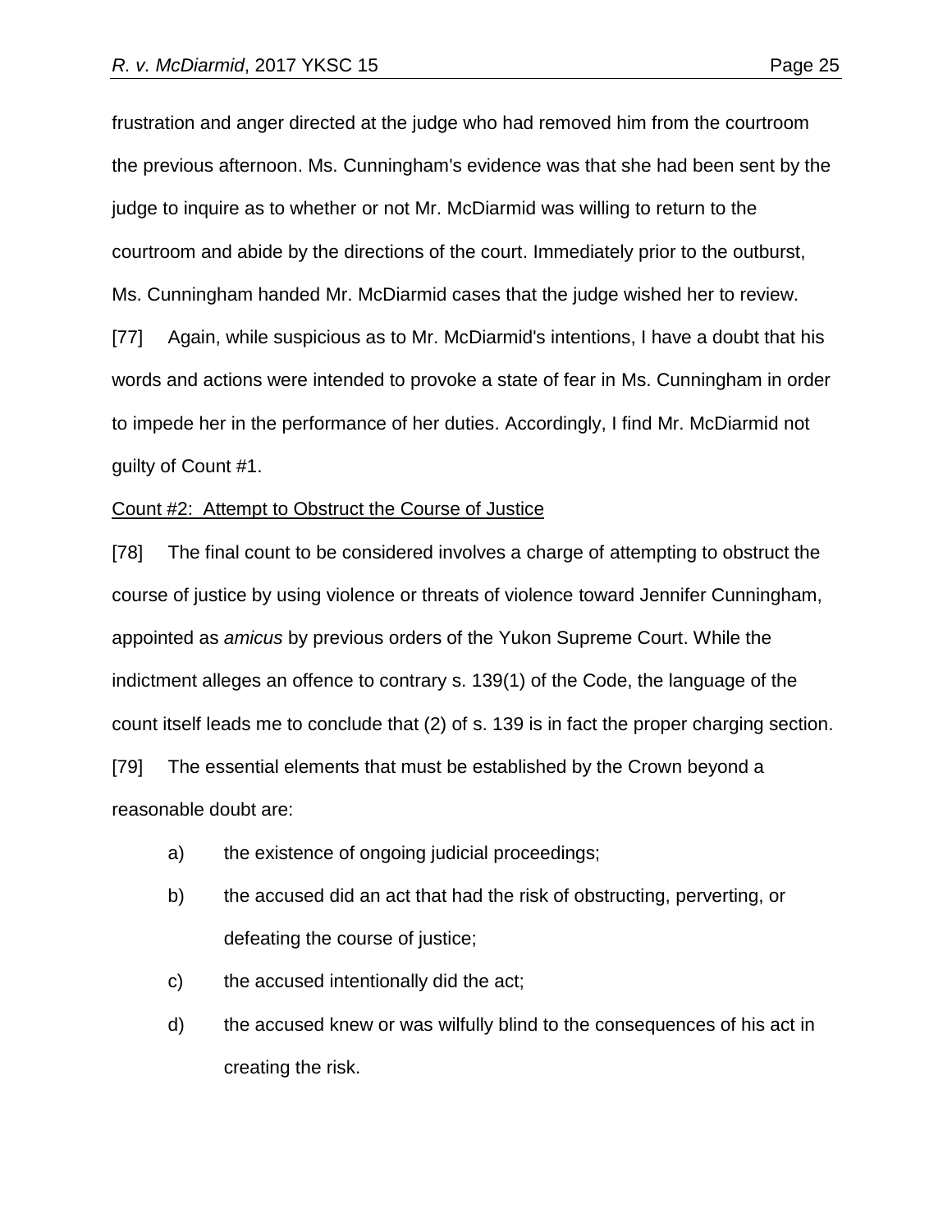frustration and anger directed at the judge who had removed him from the courtroom the previous afternoon. Ms. Cunningham's evidence was that she had been sent by the judge to inquire as to whether or not Mr. McDiarmid was willing to return to the courtroom and abide by the directions of the court. Immediately prior to the outburst, Ms. Cunningham handed Mr. McDiarmid cases that the judge wished her to review.

[77] Again, while suspicious as to Mr. McDiarmid's intentions, I have a doubt that his words and actions were intended to provoke a state of fear in Ms. Cunningham in order to impede her in the performance of her duties. Accordingly, I find Mr. McDiarmid not guilty of Count #1.

Count #2: Attempt to Obstruct the Course of Justice

[78] The final count to be considered involves a charge of attempting to obstruct the course of justice by using violence or threats of violence toward Jennifer Cunningham, appointed as *amicus* by previous orders of the Yukon Supreme Court. While the indictment alleges an offence to contrary s. 139(1) of the Code, the language of the count itself leads me to conclude that (2) of s. 139 is in fact the proper charging section.

[79] The essential elements that must be established by the Crown beyond a reasonable doubt are:

a) the existence of ongoing judicial proceedings;

b) the accused did an act that had the risk of obstructing, perverting, or defeating the course of justice;

c) the accused intentionally did the act;

d) the accused knew or was wilfully blind to the consequences of his act in creating the risk.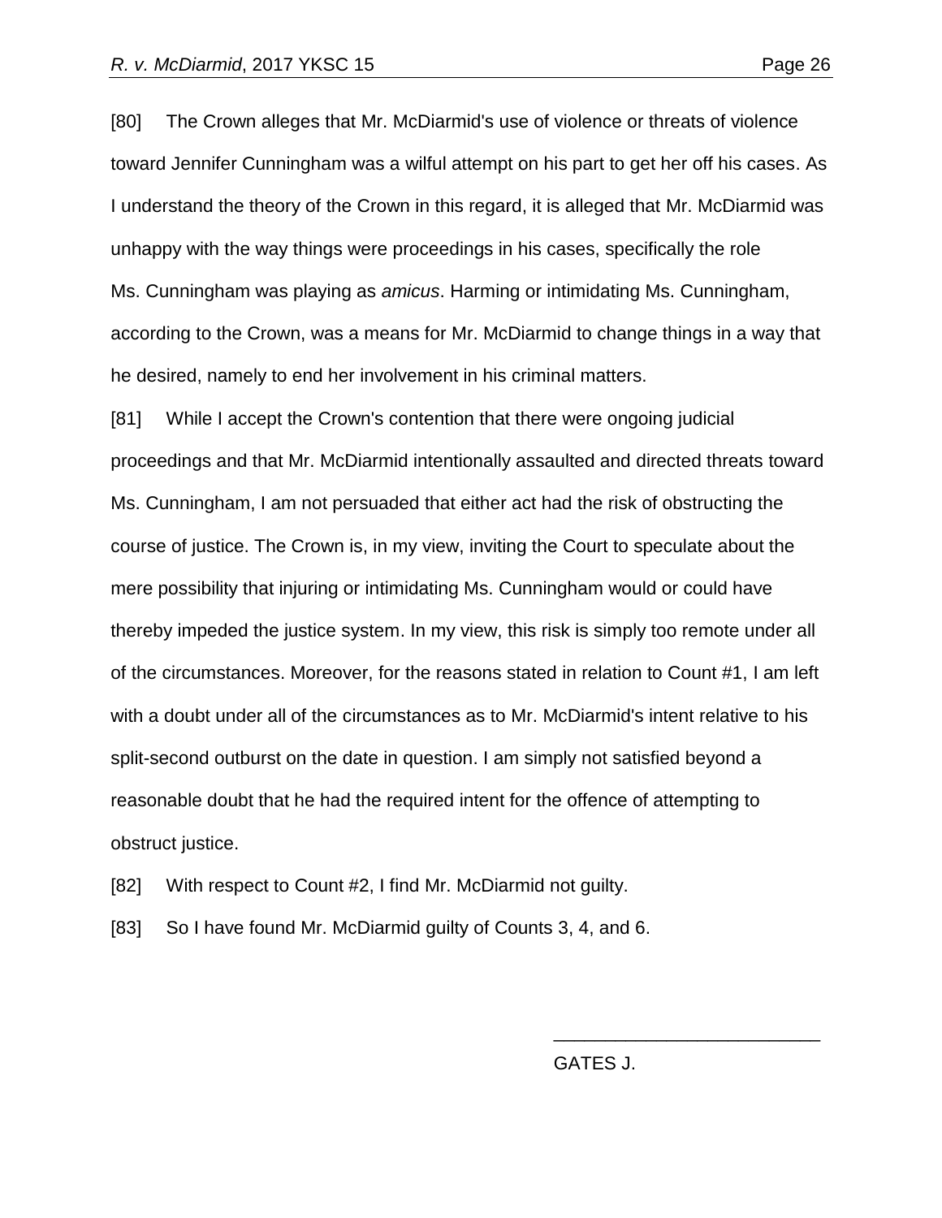[80] The Crown alleges that Mr. McDiarmid's use of violence or threats of violence toward Jennifer Cunningham was a wilful attempt on his part to get her off his cases. As I understand the theory of the Crown in this regard, it is alleged that Mr. McDiarmid was unhappy with the way things were proceedings in his cases, specifically the role Ms. Cunningham was playing as *amicus*. Harming or intimidating Ms. Cunningham, according to the Crown, was a means for Mr. McDiarmid to change things in a way that he desired, namely to end her involvement in his criminal matters.

[81] While I accept the Crown's contention that there were ongoing judicial proceedings and that Mr. McDiarmid intentionally assaulted and directed threats toward Ms. Cunningham, I am not persuaded that either act had the risk of obstructing the course of justice. The Crown is, in my view, inviting the Court to speculate about the mere possibility that injuring or intimidating Ms. Cunningham would or could have thereby impeded the justice system. In my view, this risk is simply too remote under all of the circumstances. Moreover, for the reasons stated in relation to Count #1, I am left with a doubt under all of the circumstances as to Mr. McDiarmid's intent relative to his split-second outburst on the date in question. I am simply not satisfied beyond a reasonable doubt that he had the required intent for the offence of attempting to obstruct justice.

[82] With respect to Count #2, I find Mr. McDiarmid not guilty.

[83] So I have found Mr. McDiarmid guilty of Counts 3, 4, and 6.

___________________________

GATES J.